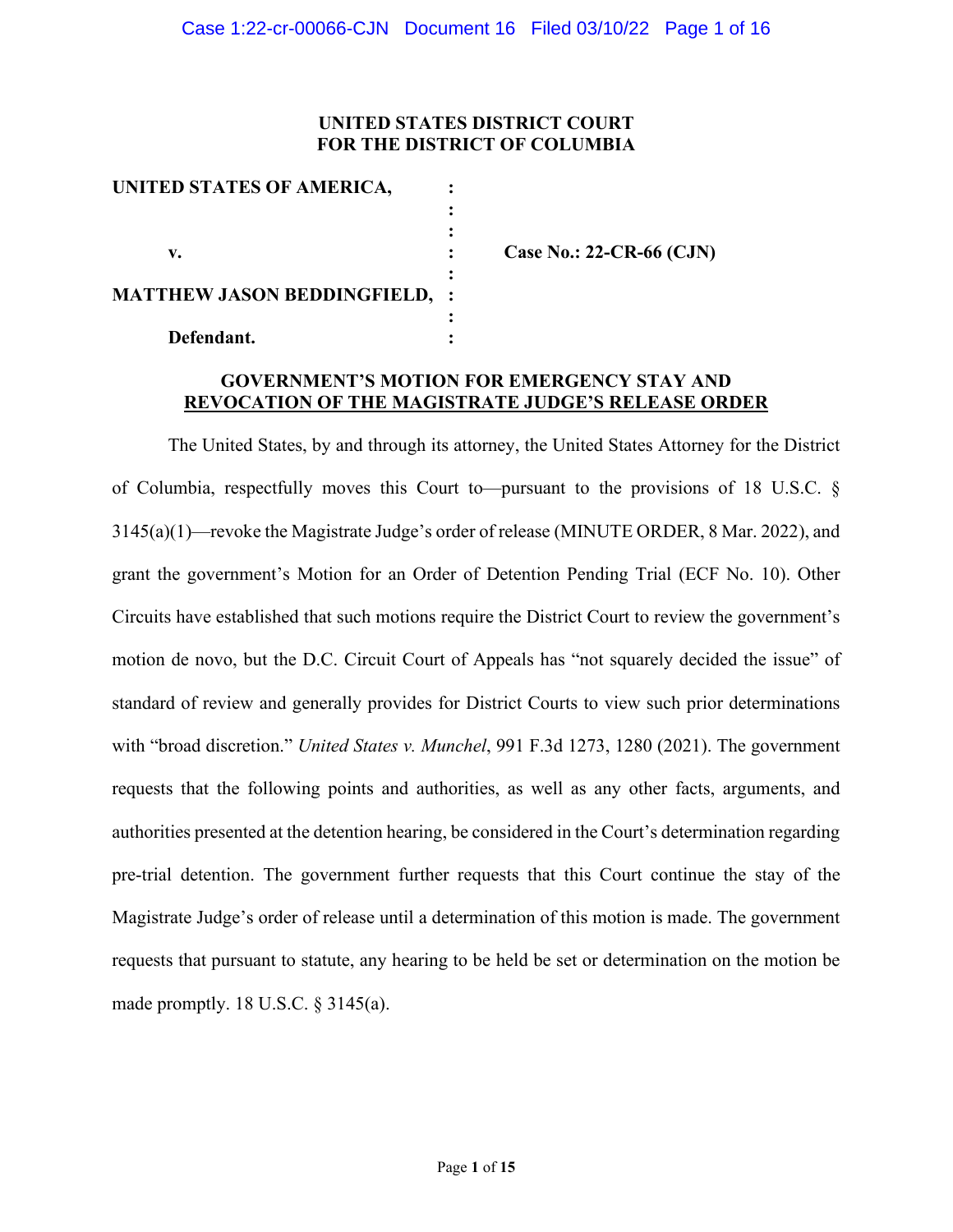**UNITED STATES DISTRICT COURT**
**FOR THE DISTRICT OF COLUMBIA**

| | | |
|---|---|---|
| **UNITED STATES OF AMERICA,** | : | |
| | : | |
| **v.** | : | **Case No.: 22-CR-66 (CJN)** |
| | : | |
| **MATTHEW JASON BEDDINGFIELD,** | : | |
| | : | |
| **Defendant.** | : | |

## GOVERNMENT'S MOTION FOR EMERGENCY STAY AND REVOCATION OF THE MAGISTRATE JUDGE'S RELEASE ORDER

The United States, by and through its attorney, the United States Attorney for the District of Columbia, respectfully moves this Court to—pursuant to the provisions of 18 U.S.C. § 3145(a)(1)—revoke the Magistrate Judge's order of release (MINUTE ORDER, 8 Mar. 2022), and grant the government's Motion for an Order of Detention Pending Trial (ECF No. 10). Other Circuits have established that such motions require the District Court to review the government's motion de novo, but the D.C. Circuit Court of Appeals has "not squarely decided the issue" of standard of review and generally provides for District Courts to view such prior determinations with "broad discretion." *United States v. Munchel*, 991 F.3d 1273, 1280 (2021). The government requests that the following points and authorities, as well as any other facts, arguments, and authorities presented at the detention hearing, be considered in the Court's determination regarding pre-trial detention. The government further requests that this Court continue the stay of the Magistrate Judge's order of release until a determination of this motion is made. The government requests that pursuant to statute, any hearing to be held be set or determination on the motion be made promptly. 18 U.S.C. § 3145(a).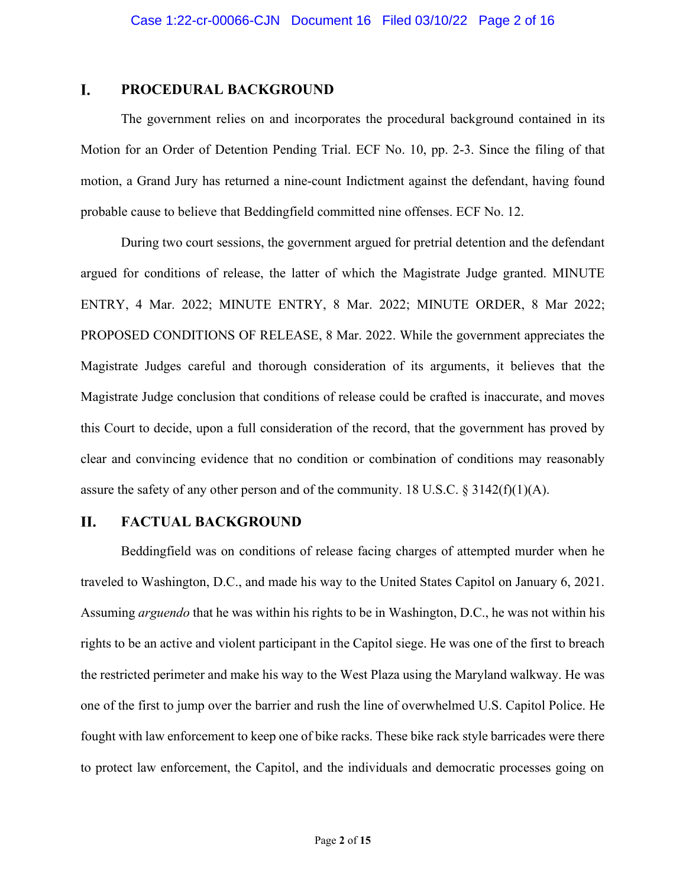## I. PROCEDURAL BACKGROUND

The government relies on and incorporates the procedural background contained in its Motion for an Order of Detention Pending Trial. ECF No. 10, pp. 2-3. Since the filing of that motion, a Grand Jury has returned a nine-count Indictment against the defendant, having found probable cause to believe that Beddingfield committed nine offenses. ECF No. 12.

During two court sessions, the government argued for pretrial detention and the defendant argued for conditions of release, the latter of which the Magistrate Judge granted. MINUTE ENTRY, 4 Mar. 2022; MINUTE ENTRY, 8 Mar. 2022; MINUTE ORDER, 8 Mar 2022; PROPOSED CONDITIONS OF RELEASE, 8 Mar. 2022. While the government appreciates the Magistrate Judges careful and thorough consideration of its arguments, it believes that the Magistrate Judge conclusion that conditions of release could be crafted is inaccurate, and moves this Court to decide, upon a full consideration of the record, that the government has proved by clear and convincing evidence that no condition or combination of conditions may reasonably assure the safety of any other person and of the community. 18 U.S.C. § 3142(f)(1)(A).

## II. FACTUAL BACKGROUND

Beddingfield was on conditions of release facing charges of attempted murder when he traveled to Washington, D.C., and made his way to the United States Capitol on January 6, 2021. Assuming *arguendo* that he was within his rights to be in Washington, D.C., he was not within his rights to be an active and violent participant in the Capitol siege. He was one of the first to breach the restricted perimeter and make his way to the West Plaza using the Maryland walkway. He was one of the first to jump over the barrier and rush the line of overwhelmed U.S. Capitol Police. He fought with law enforcement to keep one of bike racks. These bike rack style barricades were there to protect law enforcement, the Capitol, and the individuals and democratic processes going on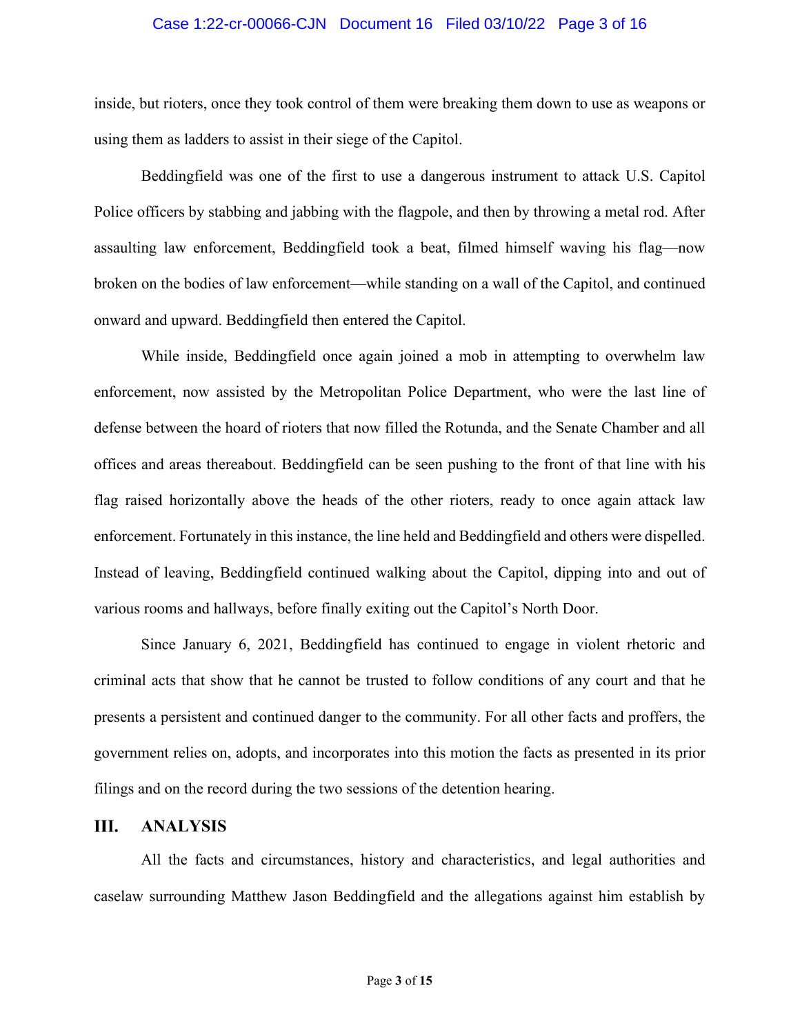inside, but rioters, once they took control of them were breaking them down to use as weapons or using them as ladders to assist in their siege of the Capitol.

Beddingfield was one of the first to use a dangerous instrument to attack U.S. Capitol Police officers by stabbing and jabbing with the flagpole, and then by throwing a metal rod. After assaulting law enforcement, Beddingfield took a beat, filmed himself waving his flag—now broken on the bodies of law enforcement—while standing on a wall of the Capitol, and continued onward and upward. Beddingfield then entered the Capitol.

While inside, Beddingfield once again joined a mob in attempting to overwhelm law enforcement, now assisted by the Metropolitan Police Department, who were the last line of defense between the hoard of rioters that now filled the Rotunda, and the Senate Chamber and all offices and areas thereabout. Beddingfield can be seen pushing to the front of that line with his flag raised horizontally above the heads of the other rioters, ready to once again attack law enforcement. Fortunately in this instance, the line held and Beddingfield and others were dispelled. Instead of leaving, Beddingfield continued walking about the Capitol, dipping into and out of various rooms and hallways, before finally exiting out the Capitol's North Door.

Since January 6, 2021, Beddingfield has continued to engage in violent rhetoric and criminal acts that show that he cannot be trusted to follow conditions of any court and that he presents a persistent and continued danger to the community. For all other facts and proffers, the government relies on, adopts, and incorporates into this motion the facts as presented in its prior filings and on the record during the two sessions of the detention hearing.

## III. ANALYSIS

All the facts and circumstances, history and characteristics, and legal authorities and caselaw surrounding Matthew Jason Beddingfield and the allegations against him establish by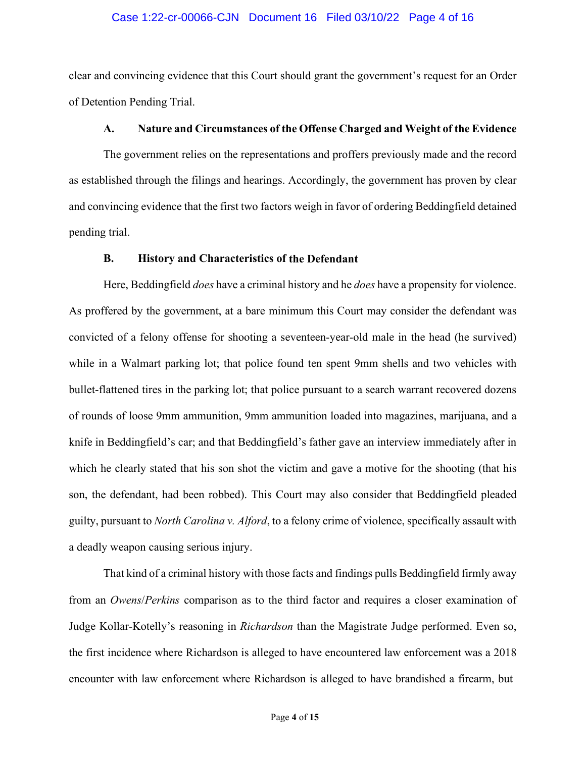clear and convincing evidence that this Court should grant the government's request for an Order of Detention Pending Trial.

### A. Nature and Circumstances of the Offense Charged and Weight of the Evidence

The government relies on the representations and proffers previously made and the record as established through the filings and hearings. Accordingly, the government has proven by clear and convincing evidence that the first two factors weigh in favor of ordering Beddingfield detained pending trial.

### B. History and Characteristics of the Defendant

Here, Beddingfield *does* have a criminal history and he *does* have a propensity for violence. As proffered by the government, at a bare minimum this Court may consider the defendant was convicted of a felony offense for shooting a seventeen-year-old male in the head (he survived) while in a Walmart parking lot; that police found ten spent 9mm shells and two vehicles with bullet-flattened tires in the parking lot; that police pursuant to a search warrant recovered dozens of rounds of loose 9mm ammunition, 9mm ammunition loaded into magazines, marijuana, and a knife in Beddingfield's car; and that Beddingfield's father gave an interview immediately after in which he clearly stated that his son shot the victim and gave a motive for the shooting (that his son, the defendant, had been robbed). This Court may also consider that Beddingfield pleaded guilty, pursuant to *North Carolina v. Alford*, to a felony crime of violence, specifically assault with a deadly weapon causing serious injury.

That kind of a criminal history with those facts and findings pulls Beddingfield firmly away from an *Owens*/*Perkins* comparison as to the third factor and requires a closer examination of Judge Kollar-Kotelly's reasoning in *Richardson* than the Magistrate Judge performed. Even so, the first incidence where Richardson is alleged to have encountered law enforcement was a 2018 encounter with law enforcement where Richardson is alleged to have brandished a firearm, but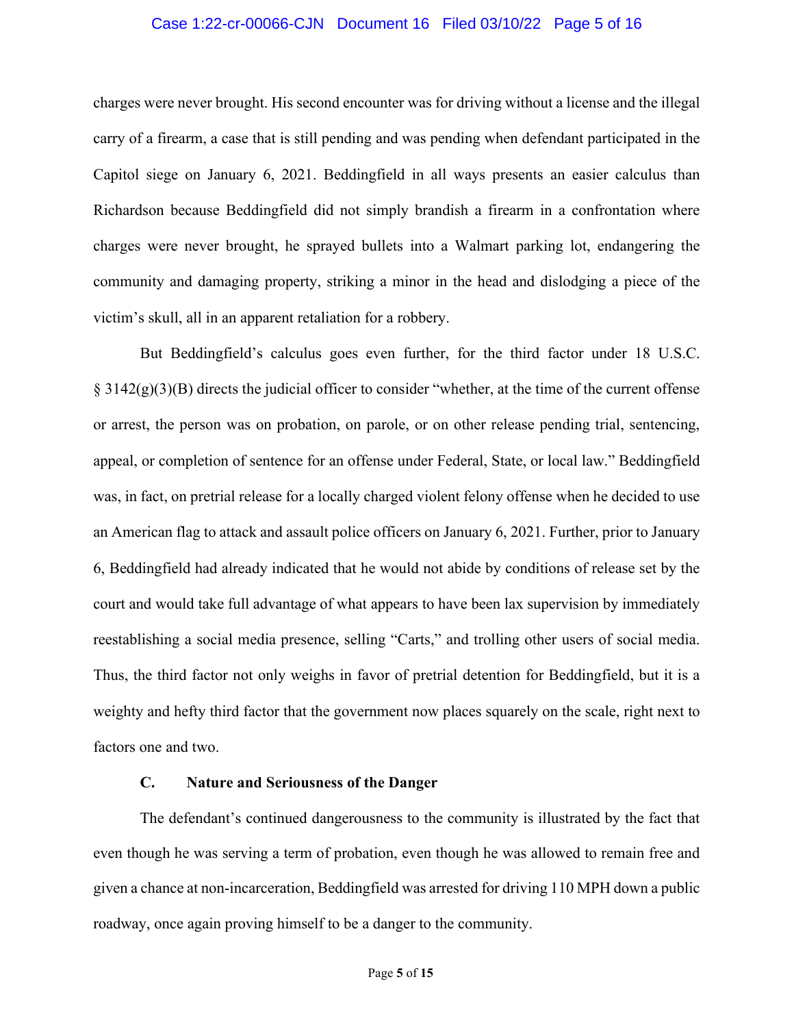charges were never brought. His second encounter was for driving without a license and the illegal carry of a firearm, a case that is still pending and was pending when defendant participated in the Capitol siege on January 6, 2021. Beddingfield in all ways presents an easier calculus than Richardson because Beddingfield did not simply brandish a firearm in a confrontation where charges were never brought, he sprayed bullets into a Walmart parking lot, endangering the community and damaging property, striking a minor in the head and dislodging a piece of the victim's skull, all in an apparent retaliation for a robbery.

But Beddingfield's calculus goes even further, for the third factor under 18 U.S.C. § 3142(g)(3)(B) directs the judicial officer to consider "whether, at the time of the current offense or arrest, the person was on probation, on parole, or on other release pending trial, sentencing, appeal, or completion of sentence for an offense under Federal, State, or local law." Beddingfield was, in fact, on pretrial release for a locally charged violent felony offense when he decided to use an American flag to attack and assault police officers on January 6, 2021. Further, prior to January 6, Beddingfield had already indicated that he would not abide by conditions of release set by the court and would take full advantage of what appears to have been lax supervision by immediately reestablishing a social media presence, selling "Carts," and trolling other users of social media. Thus, the third factor not only weighs in favor of pretrial detention for Beddingfield, but it is a weighty and hefty third factor that the government now places squarely on the scale, right next to factors one and two.

### C. Nature and Seriousness of the Danger

The defendant's continued dangerousness to the community is illustrated by the fact that even though he was serving a term of probation, even though he was allowed to remain free and given a chance at non-incarceration, Beddingfield was arrested for driving 110 MPH down a public roadway, once again proving himself to be a danger to the community.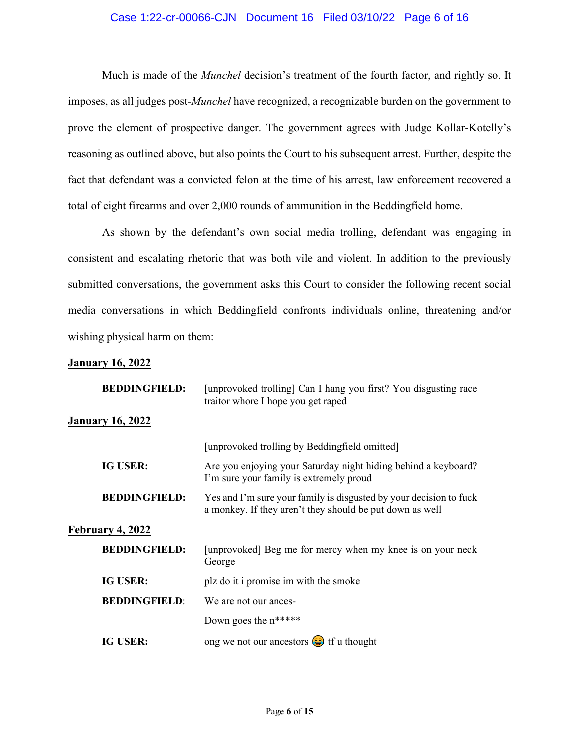Much is made of the *Munchel* decision's treatment of the fourth factor, and rightly so. It imposes, as all judges post-*Munchel* have recognized, a recognizable burden on the government to prove the element of prospective danger. The government agrees with Judge Kollar-Kotelly's reasoning as outlined above, but also points the Court to his subsequent arrest. Further, despite the fact that defendant was a convicted felon at the time of his arrest, law enforcement recovered a total of eight firearms and over 2,000 rounds of ammunition in the Beddingfield home.

As shown by the defendant's own social media trolling, defendant was engaging in consistent and escalating rhetoric that was both vile and violent. In addition to the previously submitted conversations, the government asks this Court to consider the following recent social media conversations in which Beddingfield confronts individuals online, threatening and/or wishing physical harm on them:

**<u>January 16, 2022</u>**

**BEDDINGFIELD:** [unprovoked trolling] Can I hang you first? You disgusting race traitor whore I hope you get raped

**<u>January 16, 2022</u>**

[unprovoked trolling by Beddingfield omitted]

**IG USER:** Are you enjoying your Saturday night hiding behind a keyboard? I'm sure your family is extremely proud

**BEDDINGFIELD:** Yes and I'm sure your family is disgusted by your decision to fuck a monkey. If they aren't they should be put down as well

**<u>February 4, 2022</u>**

**BEDDINGFIELD:** [unprovoked] Beg me for mercy when my knee is on your neck George

**IG USER:** plz do it i promise im with the smoke

**BEDDINGFIELD:** We are not our ances-

Down goes the n*****

**IG USER:** ong we not our ancestors 😂 tf u thought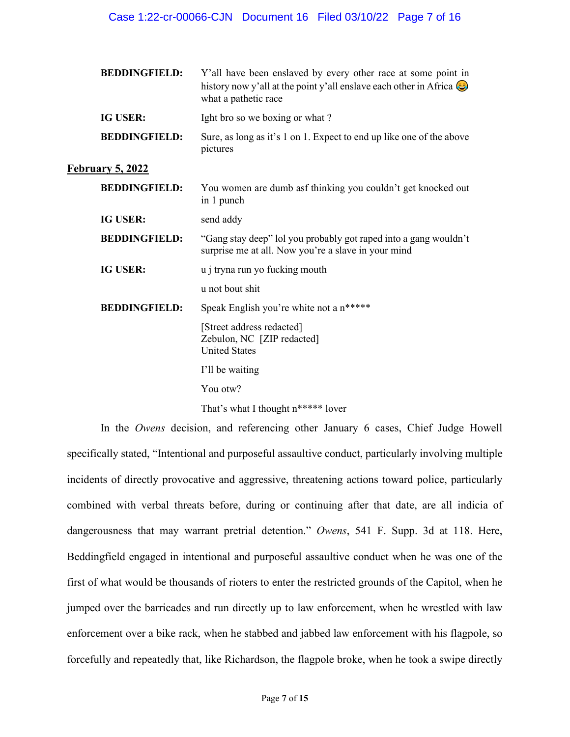**BEDDINGFIELD:** Y'all have been enslaved by every other race at some point in history now y'all at the point y'all enslave each other in Africa 😂 what a pathetic race

**IG USER:** Ight bro so we boxing or what ?

**BEDDINGFIELD:** Sure, as long as it's 1 on 1. Expect to end up like one of the above pictures

**<u>February 5, 2022</u>**

**BEDDINGFIELD:** You women are dumb asf thinking you couldn't get knocked out in 1 punch

**IG USER:** send addy

**BEDDINGFIELD:** "Gang stay deep" lol you probably got raped into a gang wouldn't surprise me at all. Now you're a slave in your mind

**IG USER:** u j tryna run yo fucking mouth

u not bout shit

**BEDDINGFIELD:** Speak English you're white not a n*****

[Street address redacted]
Zebulon, NC [ZIP redacted]
United States

I'll be waiting

You otw?

That's what I thought n***** lover

In the *Owens* decision, and referencing other January 6 cases, Chief Judge Howell specifically stated, "Intentional and purposeful assaultive conduct, particularly involving multiple incidents of directly provocative and aggressive, threatening actions toward police, particularly combined with verbal threats before, during or continuing after that date, are all indicia of dangerousness that may warrant pretrial detention." *Owens*, 541 F. Supp. 3d at 118. Here, Beddingfield engaged in intentional and purposeful assaultive conduct when he was one of the first of what would be thousands of rioters to enter the restricted grounds of the Capitol, when he jumped over the barricades and run directly up to law enforcement, when he wrestled with law enforcement over a bike rack, when he stabbed and jabbed law enforcement with his flagpole, so forcefully and repeatedly that, like Richardson, the flagpole broke, when he took a swipe directly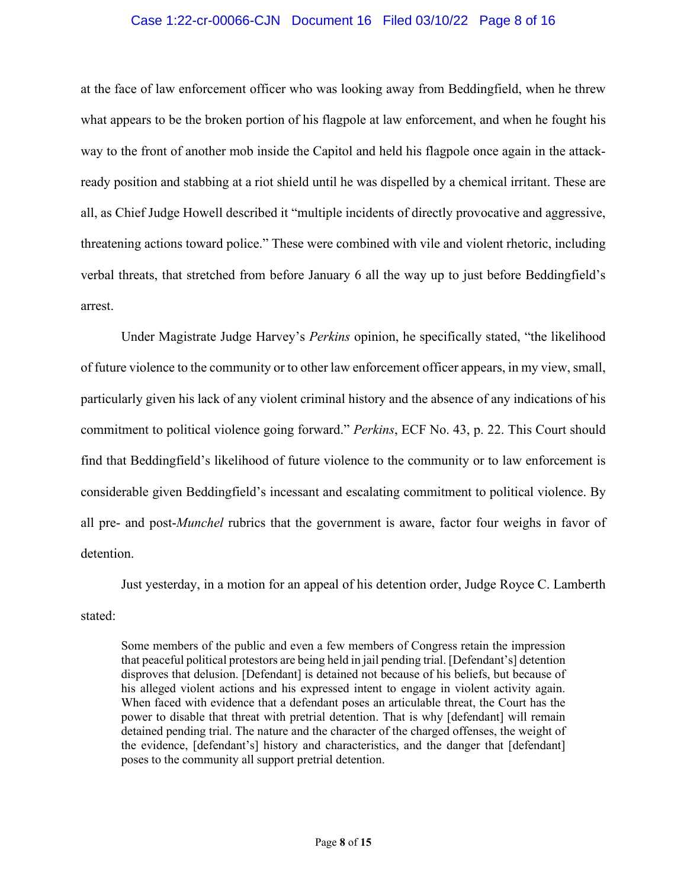at the face of law enforcement officer who was looking away from Beddingfield, when he threw what appears to be the broken portion of his flagpole at law enforcement, and when he fought his way to the front of another mob inside the Capitol and held his flagpole once again in the attack-ready position and stabbing at a riot shield until he was dispelled by a chemical irritant. These are all, as Chief Judge Howell described it "multiple incidents of directly provocative and aggressive, threatening actions toward police." These were combined with vile and violent rhetoric, including verbal threats, that stretched from before January 6 all the way up to just before Beddingfield's arrest.

Under Magistrate Judge Harvey's *Perkins* opinion, he specifically stated, "the likelihood of future violence to the community or to other law enforcement officer appears, in my view, small, particularly given his lack of any violent criminal history and the absence of any indications of his commitment to political violence going forward." *Perkins*, ECF No. 43, p. 22. This Court should find that Beddingfield's likelihood of future violence to the community or to law enforcement is considerable given Beddingfield's incessant and escalating commitment to political violence. By all pre- and post-*Munchel* rubrics that the government is aware, factor four weighs in favor of detention.

Just yesterday, in a motion for an appeal of his detention order, Judge Royce C. Lamberth stated:

> Some members of the public and even a few members of Congress retain the impression that peaceful political protestors are being held in jail pending trial. [Defendant's] detention disproves that delusion. [Defendant] is detained not because of his beliefs, but because of his alleged violent actions and his expressed intent to engage in violent activity again. When faced with evidence that a defendant poses an articulable threat, the Court has the power to disable that threat with pretrial detention. That is why [defendant] will remain detained pending trial. The nature and the character of the charged offenses, the weight of the evidence, [defendant's] history and characteristics, and the danger that [defendant] poses to the community all support pretrial detention.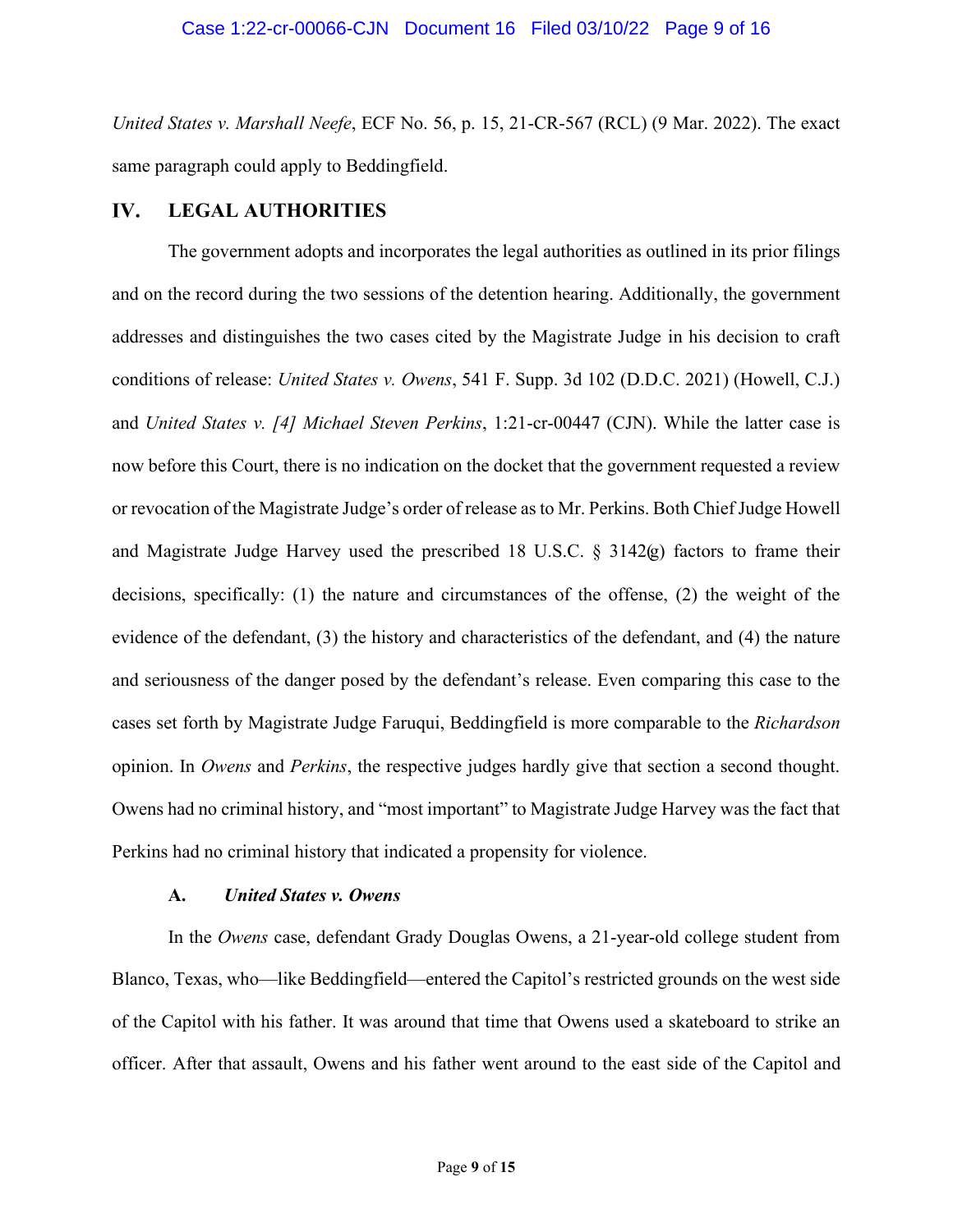*United States v. Marshall Neefe*, ECF No. 56, p. 15, 21-CR-567 (RCL) (9 Mar. 2022). The exact same paragraph could apply to Beddingfield.

## IV. LEGAL AUTHORITIES

The government adopts and incorporates the legal authorities as outlined in its prior filings and on the record during the two sessions of the detention hearing. Additionally, the government addresses and distinguishes the two cases cited by the Magistrate Judge in his decision to craft conditions of release: *United States v. Owens*, 541 F. Supp. 3d 102 (D.D.C. 2021) (Howell, C.J.) and *United States v. [4] Michael Steven Perkins*, 1:21-cr-00447 (CJN). While the latter case is now before this Court, there is no indication on the docket that the government requested a review or revocation of the Magistrate Judge's order of release as to Mr. Perkins. Both Chief Judge Howell and Magistrate Judge Harvey used the prescribed 18 U.S.C. § 3142(g) factors to frame their decisions, specifically: (1) the nature and circumstances of the offense, (2) the weight of the evidence of the defendant, (3) the history and characteristics of the defendant, and (4) the nature and seriousness of the danger posed by the defendant's release. Even comparing this case to the cases set forth by Magistrate Judge Faruqui, Beddingfield is more comparable to the *Richardson* opinion. In *Owens* and *Perkins*, the respective judges hardly give that section a second thought. Owens had no criminal history, and "most important" to Magistrate Judge Harvey was the fact that Perkins had no criminal history that indicated a propensity for violence.

### A. *United States v. Owens*

In the *Owens* case, defendant Grady Douglas Owens, a 21-year-old college student from Blanco, Texas, who—like Beddingfield—entered the Capitol's restricted grounds on the west side of the Capitol with his father. It was around that time that Owens used a skateboard to strike an officer. After that assault, Owens and his father went around to the east side of the Capitol and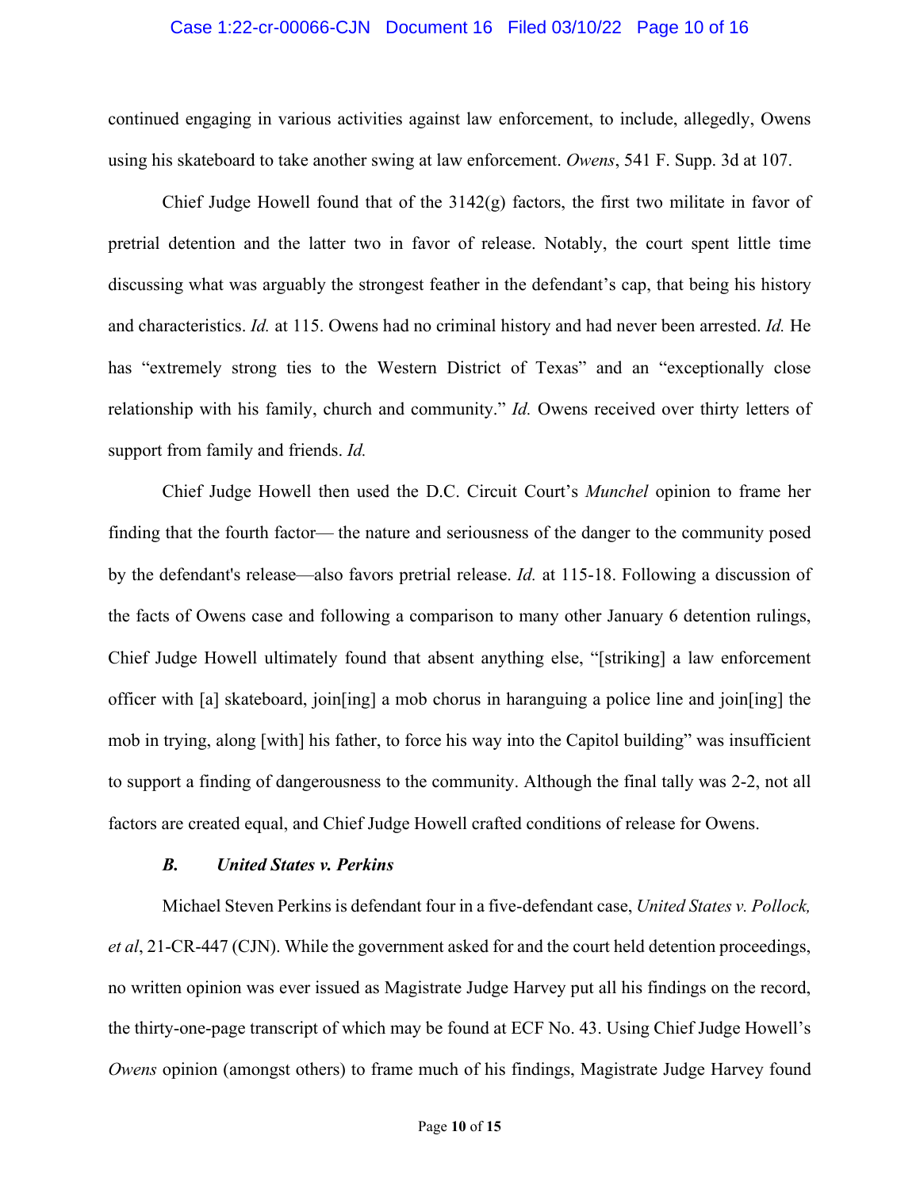continued engaging in various activities against law enforcement, to include, allegedly, Owens using his skateboard to take another swing at law enforcement. *Owens*, 541 F. Supp. 3d at 107.

Chief Judge Howell found that of the 3142(g) factors, the first two militate in favor of pretrial detention and the latter two in favor of release. Notably, the court spent little time discussing what was arguably the strongest feather in the defendant's cap, that being his history and characteristics. *Id.* at 115. Owens had no criminal history and had never been arrested. *Id.* He has "extremely strong ties to the Western District of Texas" and an "exceptionally close relationship with his family, church and community." *Id.* Owens received over thirty letters of support from family and friends. *Id.*

Chief Judge Howell then used the D.C. Circuit Court's *Munchel* opinion to frame her finding that the fourth factor— the nature and seriousness of the danger to the community posed by the defendant's release—also favors pretrial release. *Id.* at 115-18. Following a discussion of the facts of Owens case and following a comparison to many other January 6 detention rulings, Chief Judge Howell ultimately found that absent anything else, "[striking] a law enforcement officer with [a] skateboard, join[ing] a mob chorus in haranguing a police line and join[ing] the mob in trying, along [with] his father, to force his way into the Capitol building" was insufficient to support a finding of dangerousness to the community. Although the final tally was 2-2, not all factors are created equal, and Chief Judge Howell crafted conditions of release for Owens.

### *B. United States v. Perkins*

Michael Steven Perkins is defendant four in a five-defendant case, *United States v. Pollock, et al*, 21-CR-447 (CJN). While the government asked for and the court held detention proceedings, no written opinion was ever issued as Magistrate Judge Harvey put all his findings on the record, the thirty-one-page transcript of which may be found at ECF No. 43. Using Chief Judge Howell's *Owens* opinion (amongst others) to frame much of his findings, Magistrate Judge Harvey found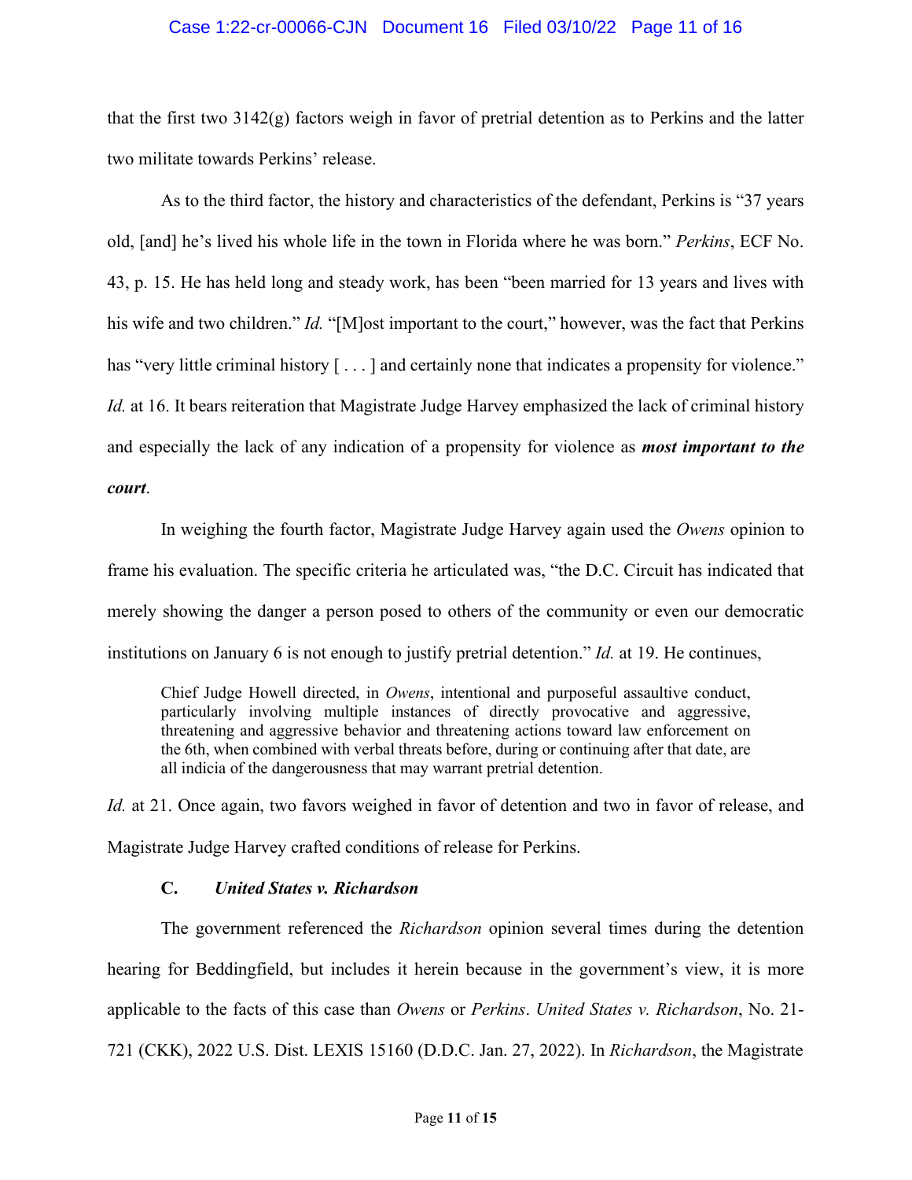that the first two 3142(g) factors weigh in favor of pretrial detention as to Perkins and the latter two militate towards Perkins' release.

As to the third factor, the history and characteristics of the defendant, Perkins is "37 years old, [and] he's lived his whole life in the town in Florida where he was born." *Perkins*, ECF No. 43, p. 15. He has held long and steady work, has been "been married for 13 years and lives with his wife and two children." *Id.* "[M]ost important to the court," however, was the fact that Perkins has "very little criminal history [ . . . ] and certainly none that indicates a propensity for violence." *Id.* at 16. It bears reiteration that Magistrate Judge Harvey emphasized the lack of criminal history and especially the lack of any indication of a propensity for violence as ***most important to the court***.

In weighing the fourth factor, Magistrate Judge Harvey again used the *Owens* opinion to frame his evaluation. The specific criteria he articulated was, "the D.C. Circuit has indicated that merely showing the danger a person posed to others of the community or even our democratic institutions on January 6 is not enough to justify pretrial detention." *Id.* at 19. He continues,

> Chief Judge Howell directed, in *Owens*, intentional and purposeful assaultive conduct, particularly involving multiple instances of directly provocative and aggressive, threatening and aggressive behavior and threatening actions toward law enforcement on the 6th, when combined with verbal threats before, during or continuing after that date, are all indicia of the dangerousness that may warrant pretrial detention.

*Id.* at 21. Once again, two favors weighed in favor of detention and two in favor of release, and Magistrate Judge Harvey crafted conditions of release for Perkins.

### C. *United States v. Richardson*

The government referenced the *Richardson* opinion several times during the detention hearing for Beddingfield, but includes it herein because in the government's view, it is more applicable to the facts of this case than *Owens* or *Perkins*. *United States v. Richardson*, No. 21-721 (CKK), 2022 U.S. Dist. LEXIS 15160 (D.D.C. Jan. 27, 2022). In *Richardson*, the Magistrate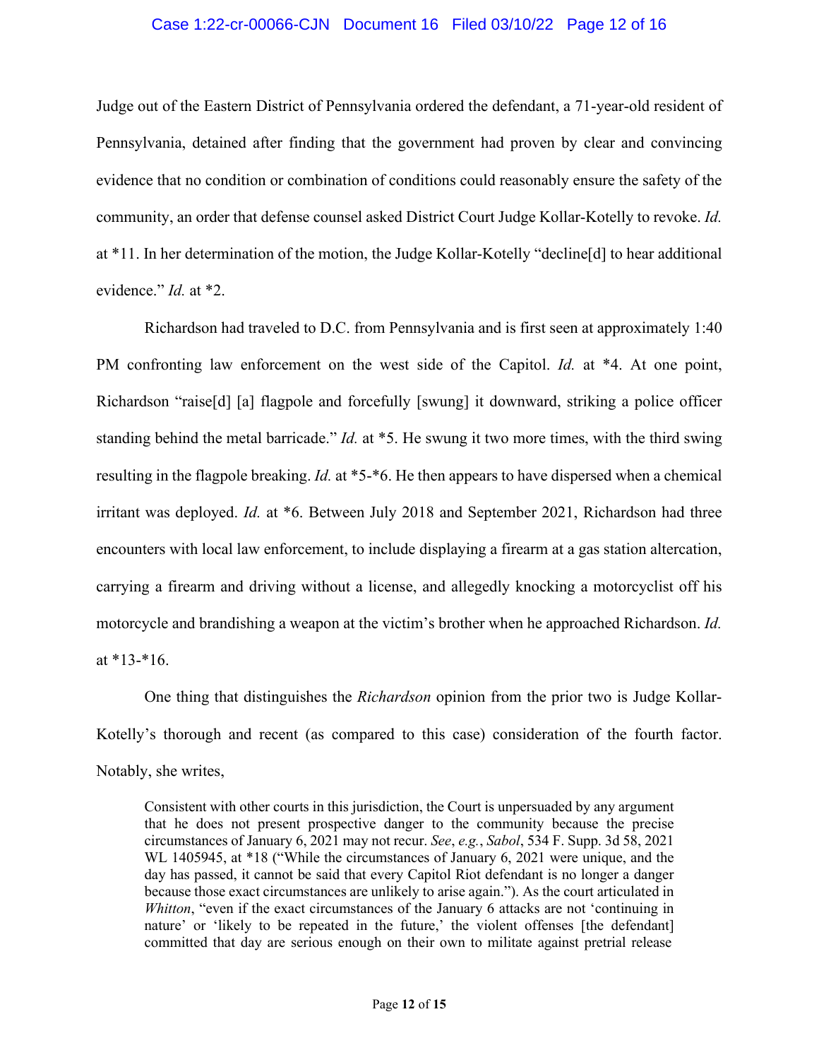Judge out of the Eastern District of Pennsylvania ordered the defendant, a 71-year-old resident of Pennsylvania, detained after finding that the government had proven by clear and convincing evidence that no condition or combination of conditions could reasonably ensure the safety of the community, an order that defense counsel asked District Court Judge Kollar-Kotelly to revoke. *Id.* at *11. In her determination of the motion, the Judge Kollar-Kotelly "decline[d] to hear additional evidence." *Id.* at *2.

Richardson had traveled to D.C. from Pennsylvania and is first seen at approximately 1:40 PM confronting law enforcement on the west side of the Capitol. *Id.* at *4. At one point, Richardson "raise[d] [a] flagpole and forcefully [swung] it downward, striking a police officer standing behind the metal barricade." *Id.* at *5. He swung it two more times, with the third swing resulting in the flagpole breaking. *Id.* at *5-*6. He then appears to have dispersed when a chemical irritant was deployed. *Id.* at *6. Between July 2018 and September 2021, Richardson had three encounters with local law enforcement, to include displaying a firearm at a gas station altercation, carrying a firearm and driving without a license, and allegedly knocking a motorcyclist off his motorcycle and brandishing a weapon at the victim's brother when he approached Richardson. *Id.* at *13-*16.

One thing that distinguishes the *Richardson* opinion from the prior two is Judge Kollar-Kotelly's thorough and recent (as compared to this case) consideration of the fourth factor. Notably, she writes,

> Consistent with other courts in this jurisdiction, the Court is unpersuaded by any argument that he does not present prospective danger to the community because the precise circumstances of January 6, 2021 may not recur. *See*, *e.g.*, *Sabol*, 534 F. Supp. 3d 58, 2021 WL 1405945, at *18 ("While the circumstances of January 6, 2021 were unique, and the day has passed, it cannot be said that every Capitol Riot defendant is no longer a danger because those exact circumstances are unlikely to arise again."). As the court articulated in *Whitton*, "even if the exact circumstances of the January 6 attacks are not 'continuing in nature' or 'likely to be repeated in the future,' the violent offenses [the defendant] committed that day are serious enough on their own to militate against pretrial release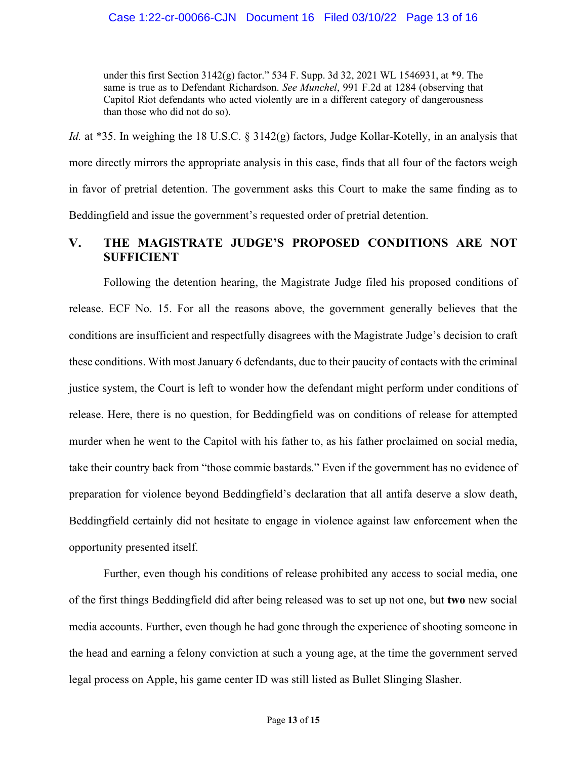> under this first Section 3142(g) factor." 534 F. Supp. 3d 32, 2021 WL 1546931, at *9. The same is true as to Defendant Richardson. *See Munchel*, 991 F.2d at 1284 (observing that Capitol Riot defendants who acted violently are in a different category of dangerousness than those who did not do so).

*Id.* at *35. In weighing the 18 U.S.C. § 3142(g) factors, Judge Kollar-Kotelly, in an analysis that more directly mirrors the appropriate analysis in this case, finds that all four of the factors weigh in favor of pretrial detention. The government asks this Court to make the same finding as to Beddingfield and issue the government's requested order of pretrial detention.

## V. THE MAGISTRATE JUDGE'S PROPOSED CONDITIONS ARE NOT SUFFICIENT

Following the detention hearing, the Magistrate Judge filed his proposed conditions of release. ECF No. 15. For all the reasons above, the government generally believes that the conditions are insufficient and respectfully disagrees with the Magistrate Judge's decision to craft these conditions. With most January 6 defendants, due to their paucity of contacts with the criminal justice system, the Court is left to wonder how the defendant might perform under conditions of release. Here, there is no question, for Beddingfield was on conditions of release for attempted murder when he went to the Capitol with his father to, as his father proclaimed on social media, take their country back from "those commie bastards." Even if the government has no evidence of preparation for violence beyond Beddingfield's declaration that all antifa deserve a slow death, Beddingfield certainly did not hesitate to engage in violence against law enforcement when the opportunity presented itself.

Further, even though his conditions of release prohibited any access to social media, one of the first things Beddingfield did after being released was to set up not one, but **two** new social media accounts. Further, even though he had gone through the experience of shooting someone in the head and earning a felony conviction at such a young age, at the time the government served legal process on Apple, his game center ID was still listed as Bullet Slinging Slasher.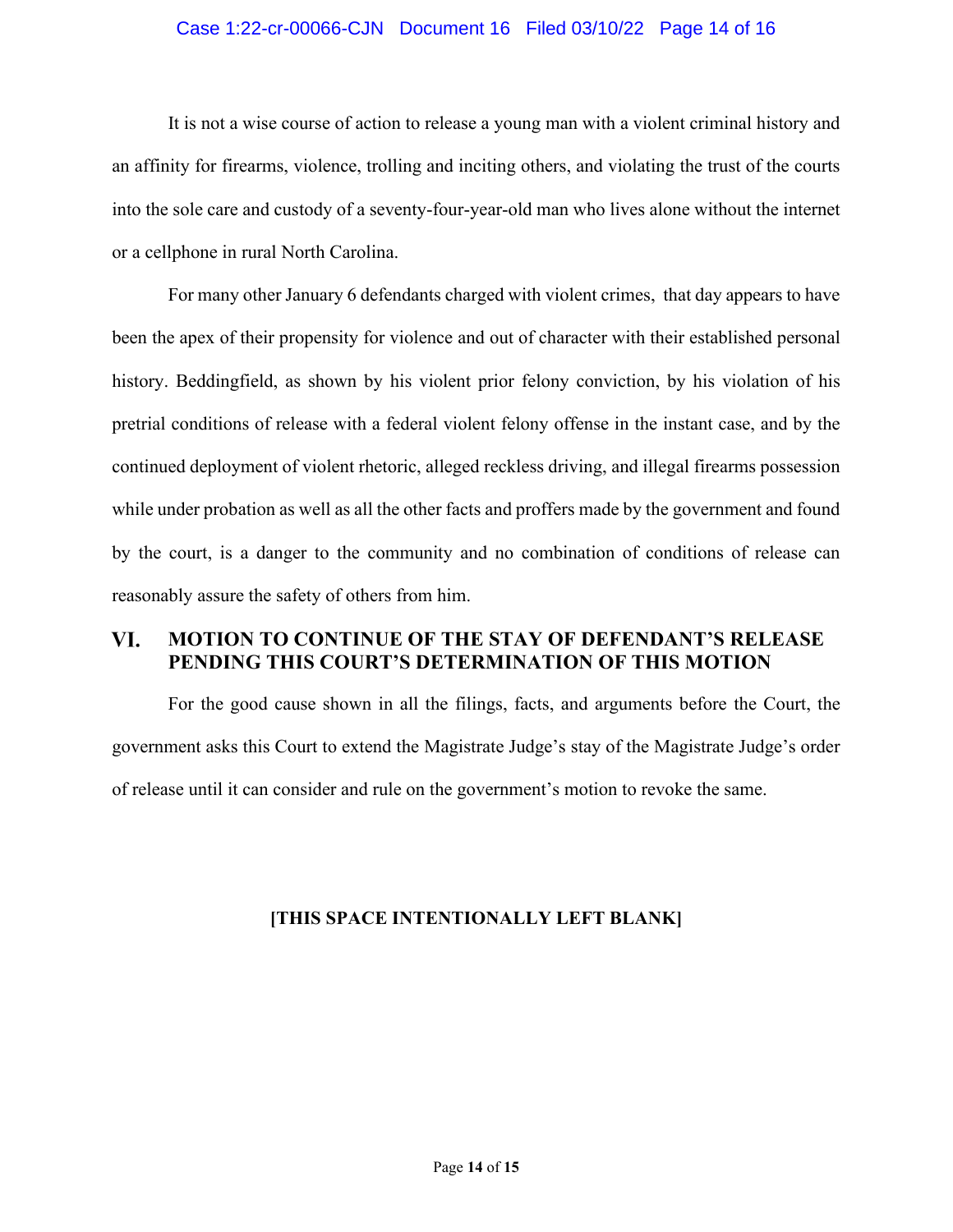It is not a wise course of action to release a young man with a violent criminal history and an affinity for firearms, violence, trolling and inciting others, and violating the trust of the courts into the sole care and custody of a seventy-four-year-old man who lives alone without the internet or a cellphone in rural North Carolina.

For many other January 6 defendants charged with violent crimes,  that day appears to have been the apex of their propensity for violence and out of character with their established personal history. Beddingfield, as shown by his violent prior felony conviction, by his violation of his pretrial conditions of release with a federal violent felony offense in the instant case, and by the continued deployment of violent rhetoric, alleged reckless driving, and illegal firearms possession while under probation as well as all the other facts and proffers made by the government and found by the court, is a danger to the community and no combination of conditions of release can reasonably assure the safety of others from him.

## VI. MOTION TO CONTINUE OF THE STAY OF DEFENDANT'S RELEASE PENDING THIS COURT'S DETERMINATION OF THIS MOTION

For the good cause shown in all the filings, facts, and arguments before the Court, the government asks this Court to extend the Magistrate Judge's stay of the Magistrate Judge's order of release until it can consider and rule on the government's motion to revoke the same.

**[THIS SPACE INTENTIONALLY LEFT BLANK]**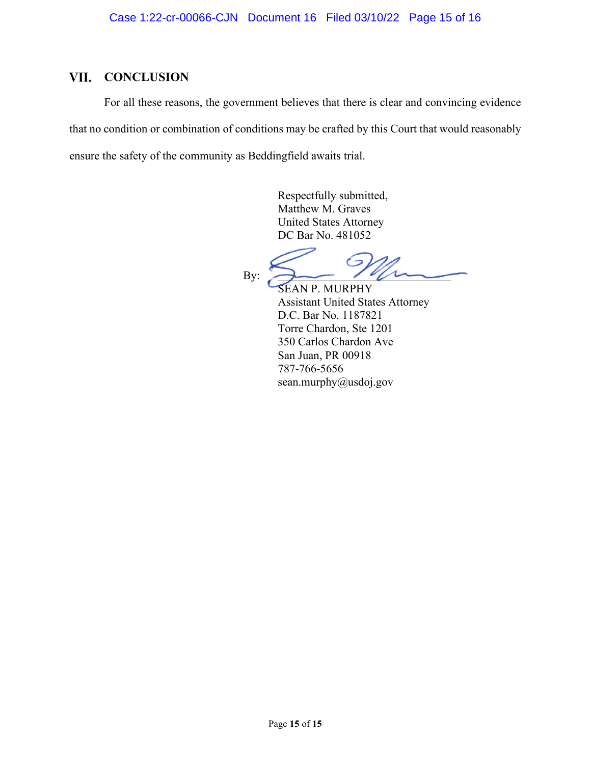## VII. CONCLUSION

For all these reasons, the government believes that there is clear and convincing evidence that no condition or combination of conditions may be crafted by this Court that would reasonably ensure the safety of the community as Beddingfield awaits trial.

Respectfully submitted,
Matthew M. Graves
United States Attorney
DC Bar No. 481052

By: ______________________
SEAN P. MURPHY
Assistant United States Attorney
D.C. Bar No. 1187821
Torre Chardon, Ste 1201
350 Carlos Chardon Ave
San Juan, PR 00918
787-766-5656
sean.murphy@usdoj.gov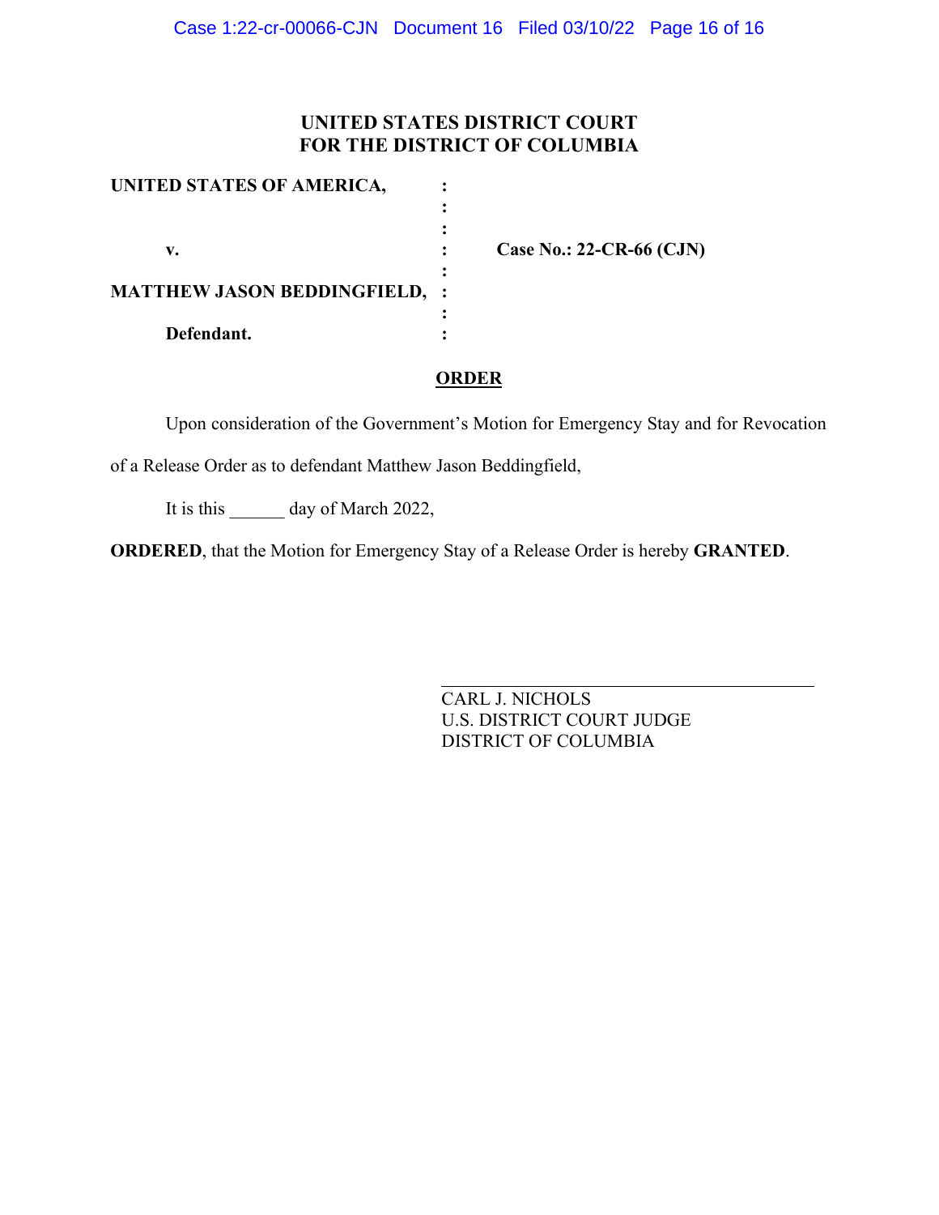**UNITED STATES DISTRICT COURT**
**FOR THE DISTRICT OF COLUMBIA**

| | | |
|---|---|---|
| **UNITED STATES OF AMERICA,** | : | |
| | : | |
| | : | |
| **v.** | : | **Case No.: 22-CR-66 (CJN)** |
| | : | |
| **MATTHEW JASON BEDDINGFIELD,** | : | |
| | : | |
| **Defendant.** | : | |

**ORDER**

Upon consideration of the Government's Motion for Emergency Stay and for Revocation of a Release Order as to defendant Matthew Jason Beddingfield,

It is this ______ day of March 2022,

**ORDERED**, that the Motion for Emergency Stay of a Release Order is hereby **GRANTED**.

_________________________________
CARL J. NICHOLS
U.S. DISTRICT COURT JUDGE
DISTRICT OF COLUMBIA